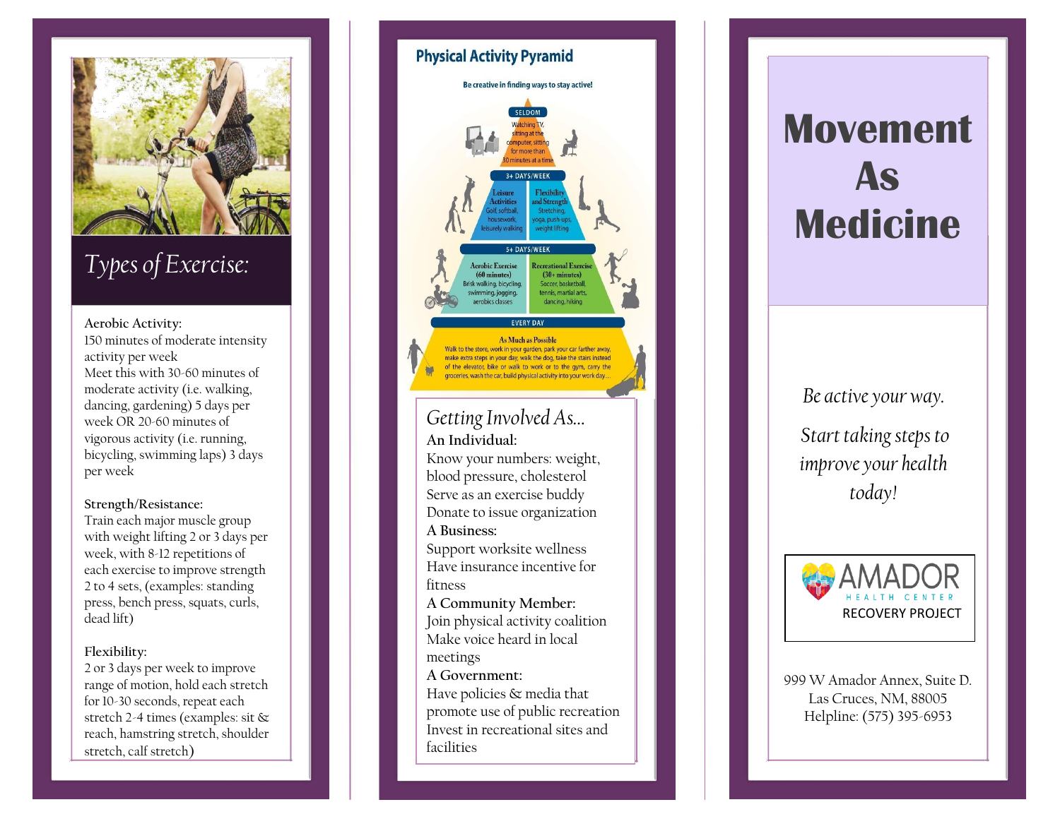## Types of Exercise:

**Aerobic Activity:**
150 minutes of moderate intensity activity per week
Meet this with 30-60 minutes of moderate activity (i.e. walking, dancing, gardening) 5 days per week OR 20-60 minutes of vigorous activity (i.e. running, bicycling, swimming laps) 3 days per week

**Strength/Resistance:**
Train each major muscle group with weight lifting 2 or 3 days per week, with 8-12 repetitions of each exercise to improve strength 2 to 4 sets, (examples: standing press, bench press, squats, curls, dead lift)

**Flexibility:**
2 or 3 days per week to improve range of motion, hold each stretch for 10-30 seconds, repeat each stretch 2-4 times (examples: sit & reach, hamstring stretch, shoulder stretch, calf stretch)

## Physical Activity Pyramid

Be creative in finding ways to stay active!

**SELDOM**
Watching TV, sitting at the computer, sitting for more than 30 minutes at a time

**3+ DAYS/WEEK**
- Leisure Activities: Golf, softball, housework, leisurely walking
- Flexibility and Strength: Stretching, yoga, push-ups, weight lifting

**5+ DAYS/WEEK**
- Aerobic Exercise (60 minutes): Brisk walking, bicycling, swimming, jogging, aerobics classes
- Recreational Exercise (30+ minutes): Soccer, basketball, tennis, martial arts, dancing, hiking

**EVERY DAY**
As Much as Possible
Walk to the store, work in your garden, park your car farther away, make extra steps in your day, walk the dog, take the stairs instead of the elevator, bike or walk to work or to the gym, carry the groceries, wash the car, build physical activity into your work day...

## Getting Involved As...

**An Individual:**
Know your numbers: weight, blood pressure, cholesterol
Serve as an exercise buddy
Donate to issue organization

**A Business:**
Support worksite wellness
Have insurance incentive for fitness

**A Community Member:**
Join physical activity coalition
Make voice heard in local meetings

**A Government:**
Have policies & media that promote use of public recreation
Invest in recreational sites and facilities

# Movement As Medicine

*Be active your way.*

*Start taking steps to improve your health today!*

AMADOR HEALTH CENTER
RECOVERY PROJECT

999 W Amador Annex, Suite D.
Las Cruces, NM, 88005
Helpline: (575) 395-6953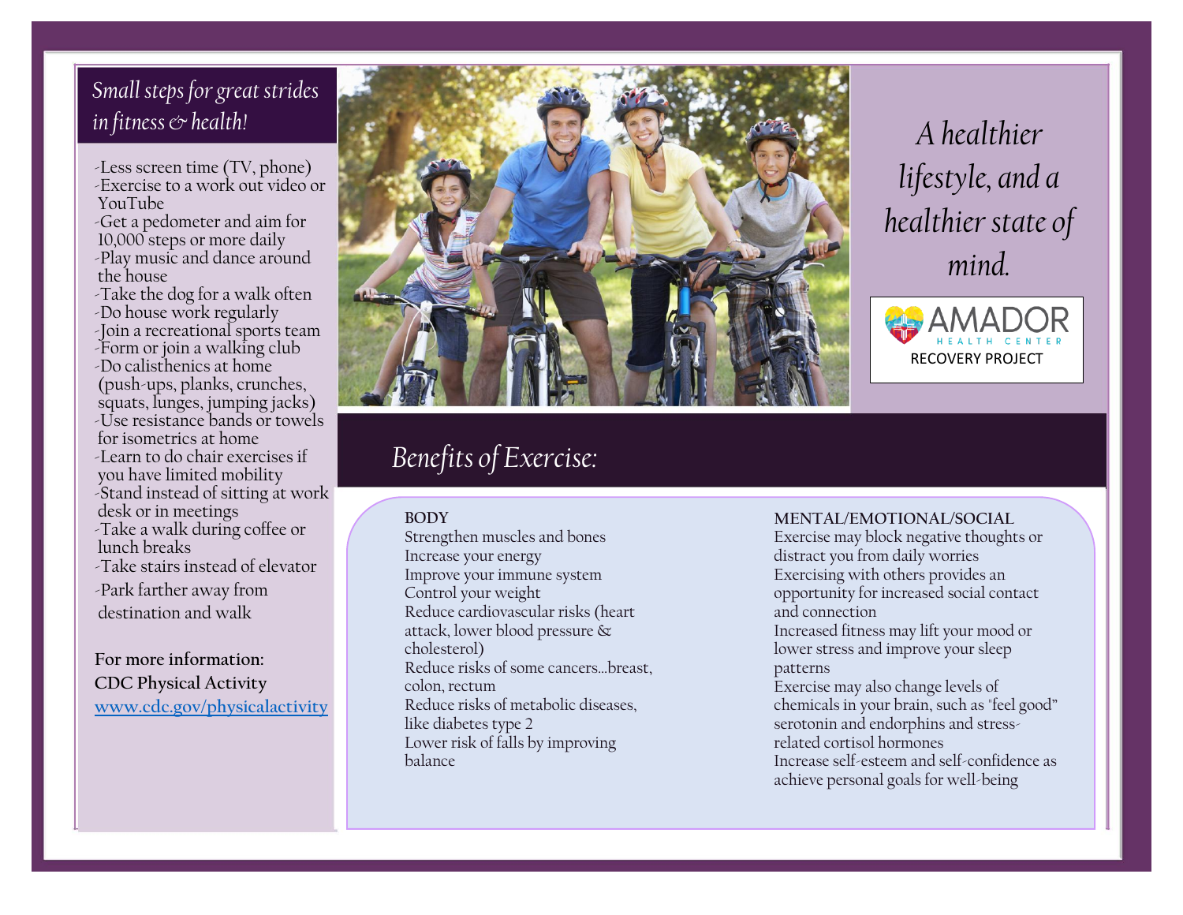## *Small steps for great strides in fitness & health!*

- Less screen time (TV, phone)
- Exercise to a work out video or YouTube
- Get a pedometer and aim for 10,000 steps or more daily
- Play music and dance around the house
- Take the dog for a walk often
- Do house work regularly
- Join a recreational sports team
- Form or join a walking club
- Do calisthenics at home (push-ups, planks, crunches, squats, lunges, jumping jacks)
- Use resistance bands or towels for isometrics at home
- Learn to do chair exercises if you have limited mobility
- Stand instead of sitting at work desk or in meetings
- Take a walk during coffee or lunch breaks
- Take stairs instead of elevator
- Park farther away from destination and walk

**For more information:**
**CDC Physical Activity**
[www.cdc.gov/physicalactivity](http://www.cdc.gov/physicalactivity)

*A healthier lifestyle, and a healthier state of mind.*

AMADOR HEALTH CENTER
RECOVERY PROJECT

## *Benefits of Exercise:*

**BODY**

Strengthen muscles and bones
Increase your energy
Improve your immune system
Control your weight
Reduce cardiovascular risks (heart attack, lower blood pressure & cholesterol)
Reduce risks of some cancers…breast, colon, rectum
Reduce risks of metabolic diseases, like diabetes type 2
Lower risk of falls by improving balance

**MENTAL/EMOTIONAL/SOCIAL**

Exercise may block negative thoughts or distract you from daily worries
Exercising with others provides an opportunity for increased social contact and connection
Increased fitness may lift your mood or lower stress and improve your sleep patterns
Exercise may also change levels of chemicals in your brain, such as "feel good" serotonin and endorphins and stress-related cortisol hormones
Increase self-esteem and self-confidence as achieve personal goals for well-being